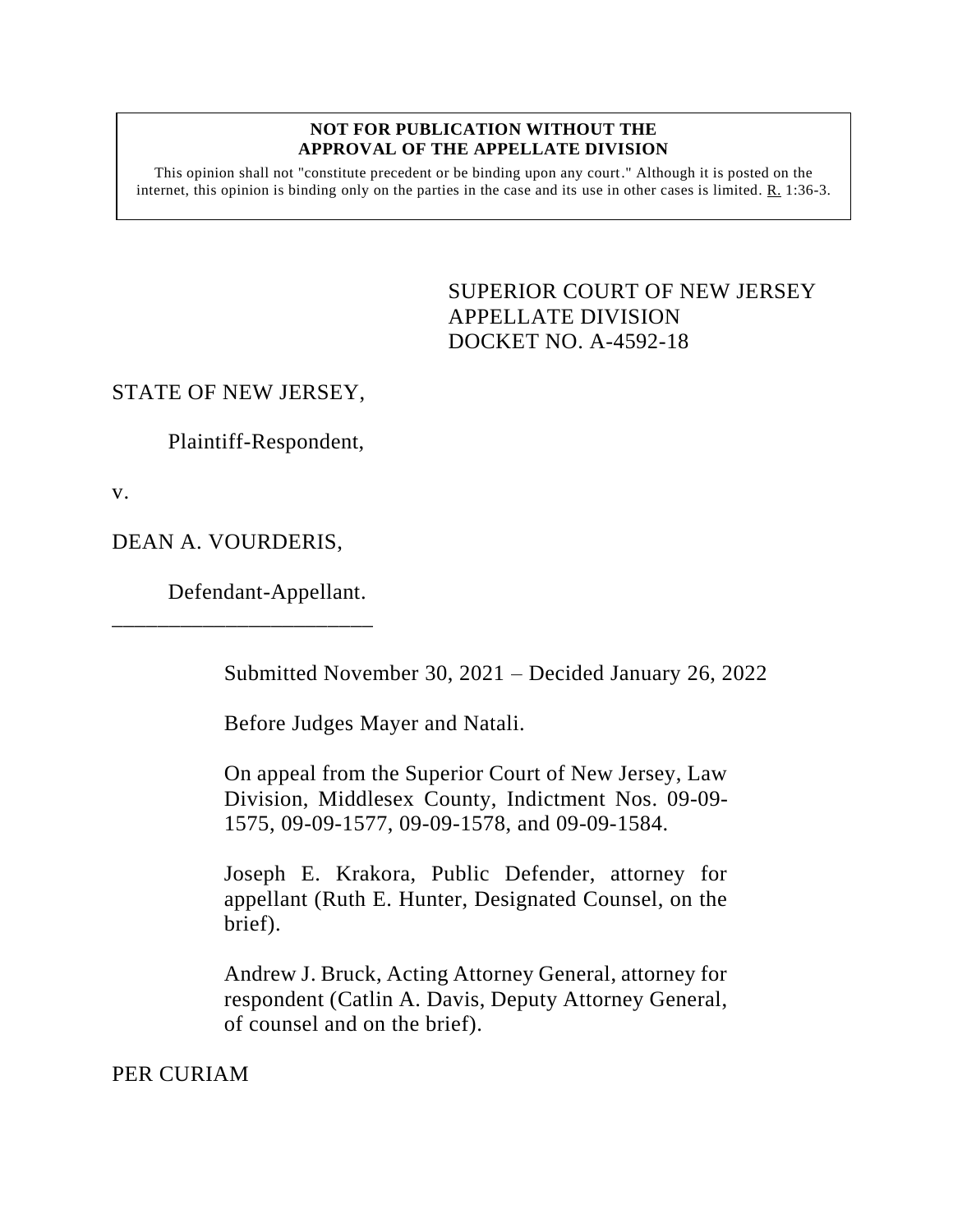**NOT FOR PUBLICATION WITHOUT THE APPROVAL OF THE APPELLATE DIVISION**

This opinion shall not "constitute precedent or be binding upon any court." Although it is posted on the internet, this opinion is binding only on the parties in the case and its use in other cases is limited. R. 1:36-3.

SUPERIOR COURT OF NEW JERSEY
APPELLATE DIVISION
DOCKET NO. A-4592-18

STATE OF NEW JERSEY,

Plaintiff-Respondent,

v.

DEAN A. VOURDERIS,

Defendant-Appellant.

\_\_\_\_\_\_\_\_\_\_\_\_\_\_\_\_\_\_\_\_\_\_\_\_\_

Submitted November 30, 2021 – Decided January 26, 2022

Before Judges Mayer and Natali.

On appeal from the Superior Court of New Jersey, Law Division, Middlesex County, Indictment Nos. 09-09-1575, 09-09-1577, 09-09-1578, and 09-09-1584.

Joseph E. Krakora, Public Defender, attorney for appellant (Ruth E. Hunter, Designated Counsel, on the brief).

Andrew J. Bruck, Acting Attorney General, attorney for respondent (Catlin A. Davis, Deputy Attorney General, of counsel and on the brief).

PER CURIAM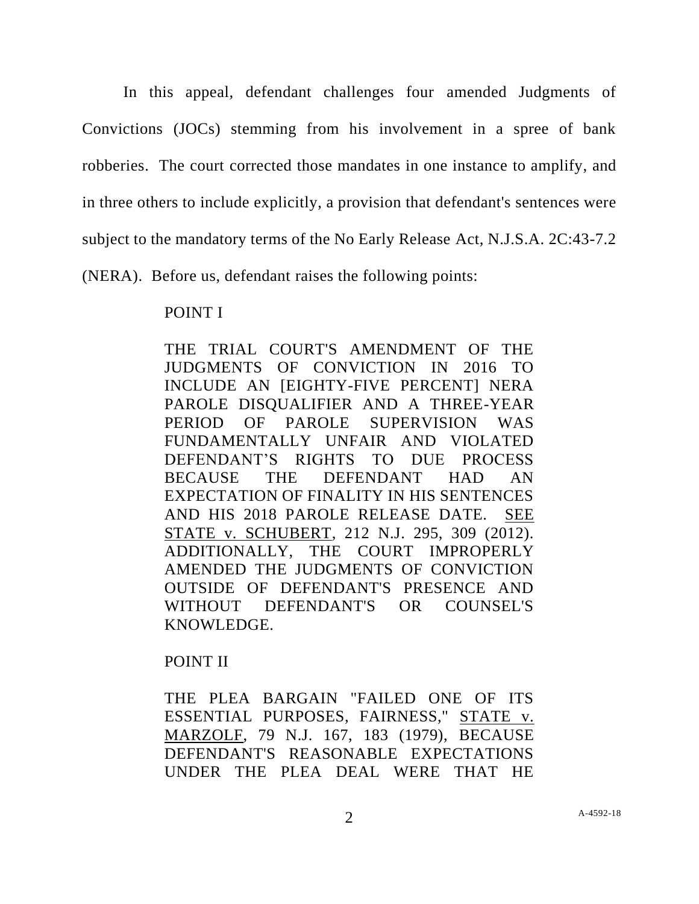In this appeal, defendant challenges four amended Judgments of Convictions (JOCs) stemming from his involvement in a spree of bank robberies. The court corrected those mandates in one instance to amplify, and in three others to include explicitly, a provision that defendant's sentences were subject to the mandatory terms of the No Early Release Act, N.J.S.A. 2C:43-7.2 (NERA). Before us, defendant raises the following points:

> POINT I
>
> THE TRIAL COURT'S AMENDMENT OF THE JUDGMENTS OF CONVICTION IN 2016 TO INCLUDE AN [EIGHTY-FIVE PERCENT] NERA PAROLE DISQUALIFIER AND A THREE-YEAR PERIOD OF PAROLE SUPERVISION WAS FUNDAMENTALLY UNFAIR AND VIOLATED DEFENDANT'S RIGHTS TO DUE PROCESS BECAUSE THE DEFENDANT HAD AN EXPECTATION OF FINALITY IN HIS SENTENCES AND HIS 2018 PAROLE RELEASE DATE. SEE STATE v. SCHUBERT, 212 N.J. 295, 309 (2012). ADDITIONALLY, THE COURT IMPROPERLY AMENDED THE JUDGMENTS OF CONVICTION OUTSIDE OF DEFENDANT'S PRESENCE AND WITHOUT DEFENDANT'S OR COUNSEL'S KNOWLEDGE.
>
> POINT II
>
> THE PLEA BARGAIN "FAILED ONE OF ITS ESSENTIAL PURPOSES, FAIRNESS," STATE v. MARZOLF, 79 N.J. 167, 183 (1979), BECAUSE DEFENDANT'S REASONABLE EXPECTATIONS UNDER THE PLEA DEAL WERE THAT HE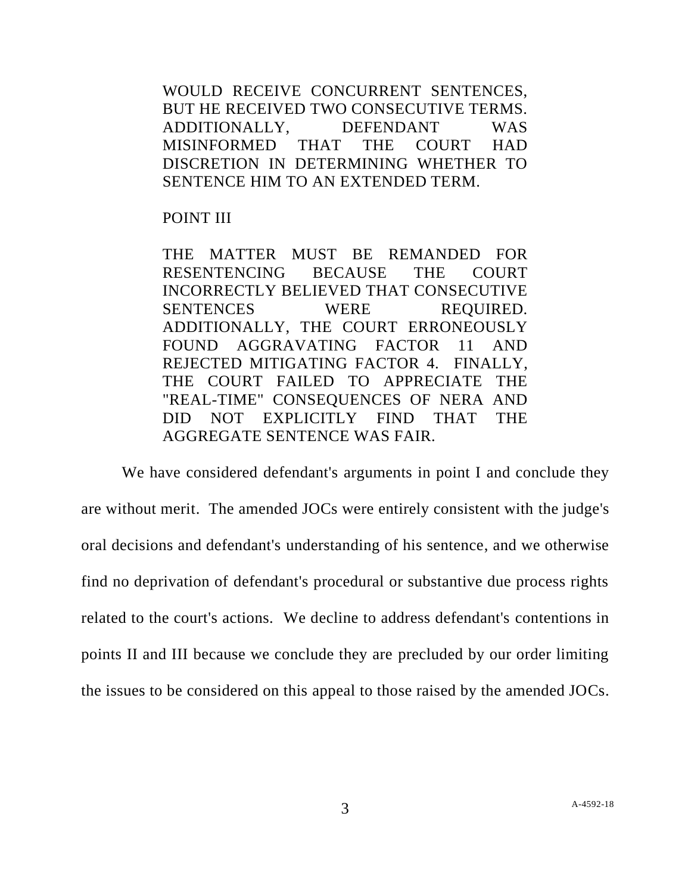WOULD RECEIVE CONCURRENT SENTENCES, BUT HE RECEIVED TWO CONSECUTIVE TERMS. ADDITIONALLY, DEFENDANT WAS MISINFORMED THAT THE COURT HAD DISCRETION IN DETERMINING WHETHER TO SENTENCE HIM TO AN EXTENDED TERM.

POINT III

THE MATTER MUST BE REMANDED FOR RESENTENCING BECAUSE THE COURT INCORRECTLY BELIEVED THAT CONSECUTIVE SENTENCES WERE REQUIRED. ADDITIONALLY, THE COURT ERRONEOUSLY FOUND AGGRAVATING FACTOR 11 AND REJECTED MITIGATING FACTOR 4. FINALLY, THE COURT FAILED TO APPRECIATE THE "REAL-TIME" CONSEQUENCES OF NERA AND DID NOT EXPLICITLY FIND THAT THE AGGREGATE SENTENCE WAS FAIR.

We have considered defendant's arguments in point I and conclude they are without merit. The amended JOCs were entirely consistent with the judge's oral decisions and defendant's understanding of his sentence, and we otherwise find no deprivation of defendant's procedural or substantive due process rights related to the court's actions. We decline to address defendant's contentions in points II and III because we conclude they are precluded by our order limiting the issues to be considered on this appeal to those raised by the amended JOCs.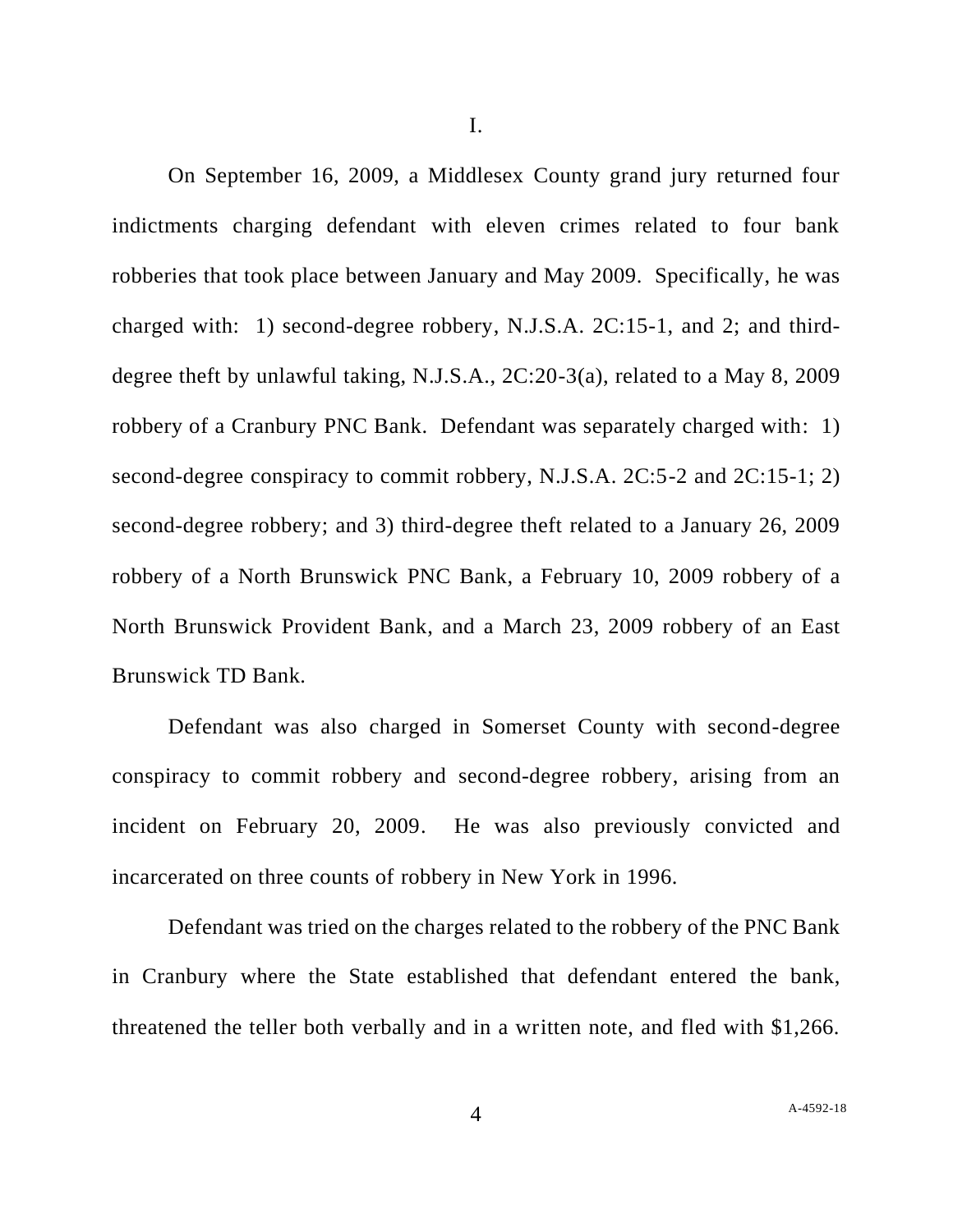# I.

On September 16, 2009, a Middlesex County grand jury returned four indictments charging defendant with eleven crimes related to four bank robberies that took place between January and May 2009. Specifically, he was charged with: 1) second-degree robbery, N.J.S.A. 2C:15-1, and 2; and third-degree theft by unlawful taking, N.J.S.A., 2C:20-3(a), related to a May 8, 2009 robbery of a Cranbury PNC Bank. Defendant was separately charged with: 1) second-degree conspiracy to commit robbery, N.J.S.A. 2C:5-2 and 2C:15-1; 2) second-degree robbery; and 3) third-degree theft related to a January 26, 2009 robbery of a North Brunswick PNC Bank, a February 10, 2009 robbery of a North Brunswick Provident Bank, and a March 23, 2009 robbery of an East Brunswick TD Bank.

Defendant was also charged in Somerset County with second-degree conspiracy to commit robbery and second-degree robbery, arising from an incident on February 20, 2009. He was also previously convicted and incarcerated on three counts of robbery in New York in 1996.

Defendant was tried on the charges related to the robbery of the PNC Bank in Cranbury where the State established that defendant entered the bank, threatened the teller both verbally and in a written note, and fled with $1,266.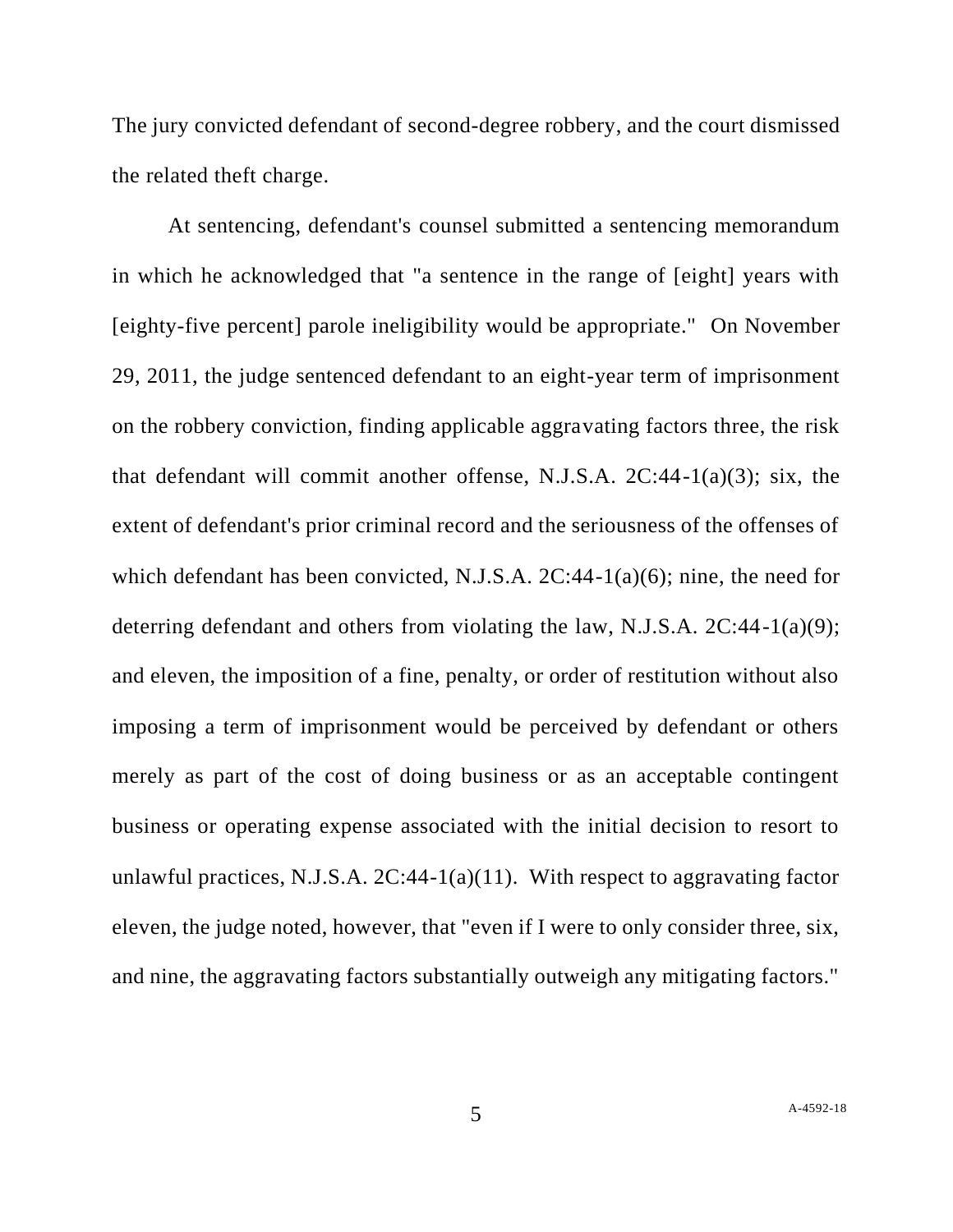The jury convicted defendant of second-degree robbery, and the court dismissed the related theft charge.

At sentencing, defendant's counsel submitted a sentencing memorandum in which he acknowledged that "a sentence in the range of [eight] years with [eighty-five percent] parole ineligibility would be appropriate." On November 29, 2011, the judge sentenced defendant to an eight-year term of imprisonment on the robbery conviction, finding applicable aggravating factors three, the risk that defendant will commit another offense, N.J.S.A. 2C:44-1(a)(3); six, the extent of defendant's prior criminal record and the seriousness of the offenses of which defendant has been convicted, N.J.S.A. 2C:44-1(a)(6); nine, the need for deterring defendant and others from violating the law, N.J.S.A. 2C:44-1(a)(9); and eleven, the imposition of a fine, penalty, or order of restitution without also imposing a term of imprisonment would be perceived by defendant or others merely as part of the cost of doing business or as an acceptable contingent business or operating expense associated with the initial decision to resort to unlawful practices, N.J.S.A. 2C:44-1(a)(11). With respect to aggravating factor eleven, the judge noted, however, that "even if I were to only consider three, six, and nine, the aggravating factors substantially outweigh any mitigating factors."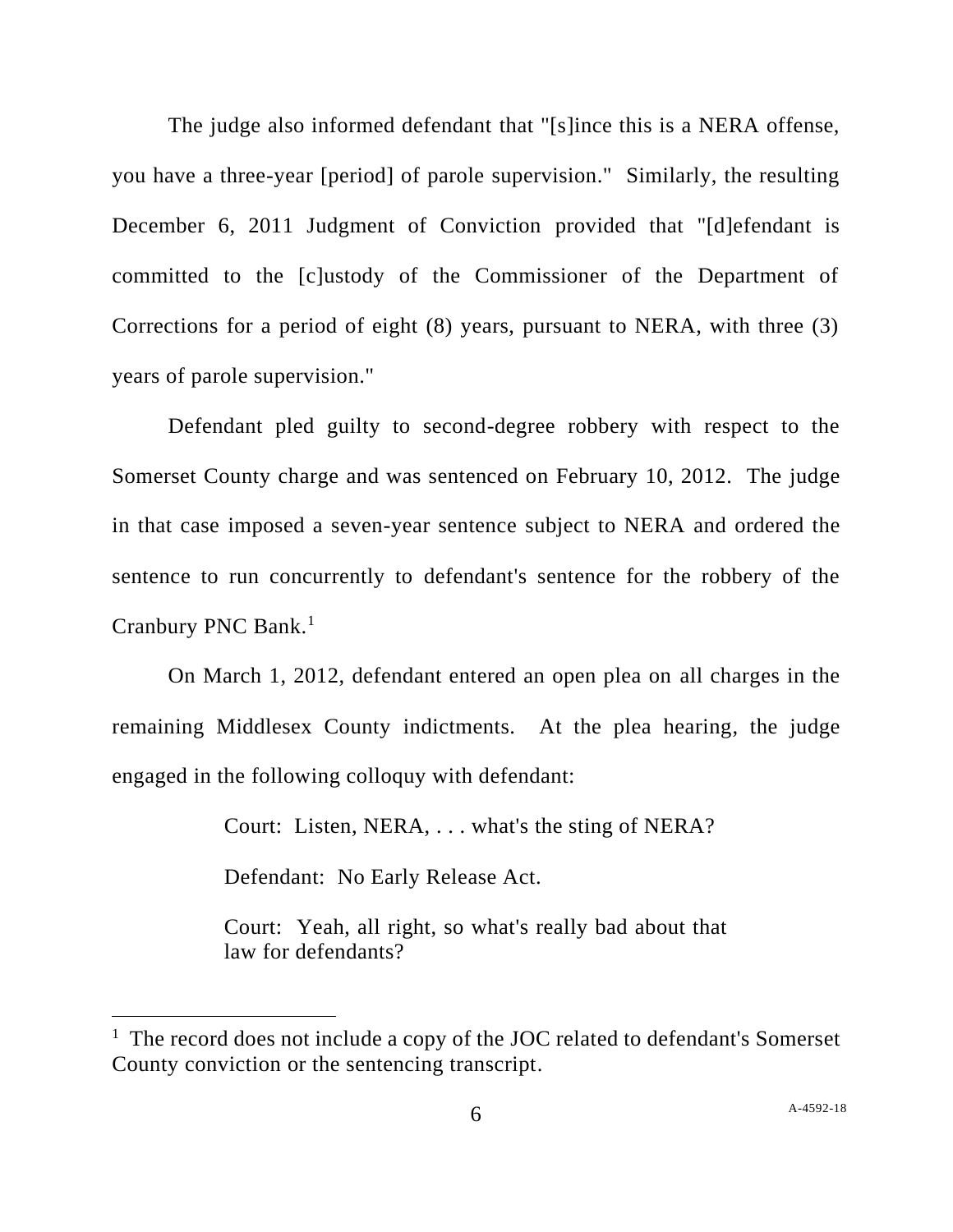The judge also informed defendant that "[s]ince this is a NERA offense, you have a three-year [period] of parole supervision." Similarly, the resulting December 6, 2011 Judgment of Conviction provided that "[d]efendant is committed to the [c]ustody of the Commissioner of the Department of Corrections for a period of eight (8) years, pursuant to NERA, with three (3) years of parole supervision."

Defendant pled guilty to second-degree robbery with respect to the Somerset County charge and was sentenced on February 10, 2012. The judge in that case imposed a seven-year sentence subject to NERA and ordered the sentence to run concurrently to defendant's sentence for the robbery of the Cranbury PNC Bank.[1]

On March 1, 2012, defendant entered an open plea on all charges in the remaining Middlesex County indictments. At the plea hearing, the judge engaged in the following colloquy with defendant:

> Court: Listen, NERA, . . . what's the sting of NERA?
>
> Defendant: No Early Release Act.
>
> Court: Yeah, all right, so what's really bad about that law for defendants?

---

[1] The record does not include a copy of the JOC related to defendant's Somerset County conviction or the sentencing transcript.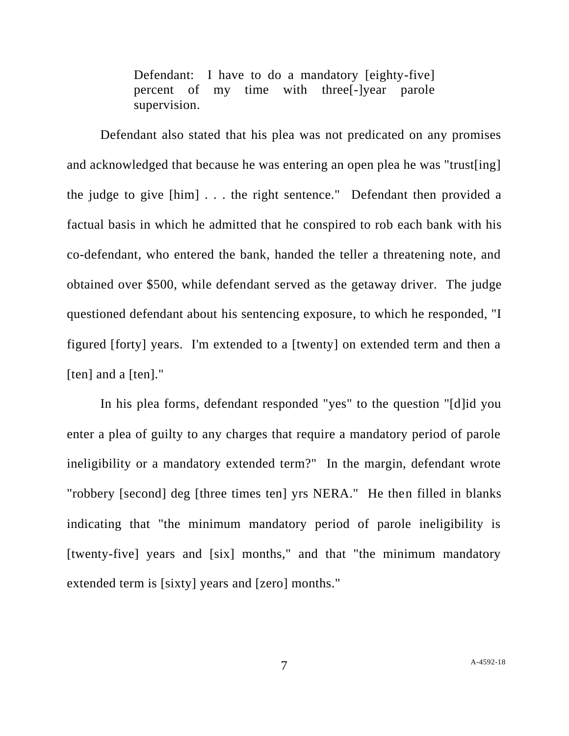> Defendant: I have to do a mandatory [eighty-five] percent of my time with three[-]year parole supervision.

Defendant also stated that his plea was not predicated on any promises and acknowledged that because he was entering an open plea he was "trust[ing] the judge to give [him] . . . the right sentence." Defendant then provided a factual basis in which he admitted that he conspired to rob each bank with his co-defendant, who entered the bank, handed the teller a threatening note, and obtained over $500, while defendant served as the getaway driver. The judge questioned defendant about his sentencing exposure, to which he responded, "I figured [forty] years. I'm extended to a [twenty] on extended term and then a [ten] and a [ten]."

In his plea forms, defendant responded "yes" to the question "[d]id you enter a plea of guilty to any charges that require a mandatory period of parole ineligibility or a mandatory extended term?" In the margin, defendant wrote "robbery [second] deg [three times ten] yrs NERA." He then filled in blanks indicating that "the minimum mandatory period of parole ineligibility is [twenty-five] years and [six] months," and that "the minimum mandatory extended term is [sixty] years and [zero] months."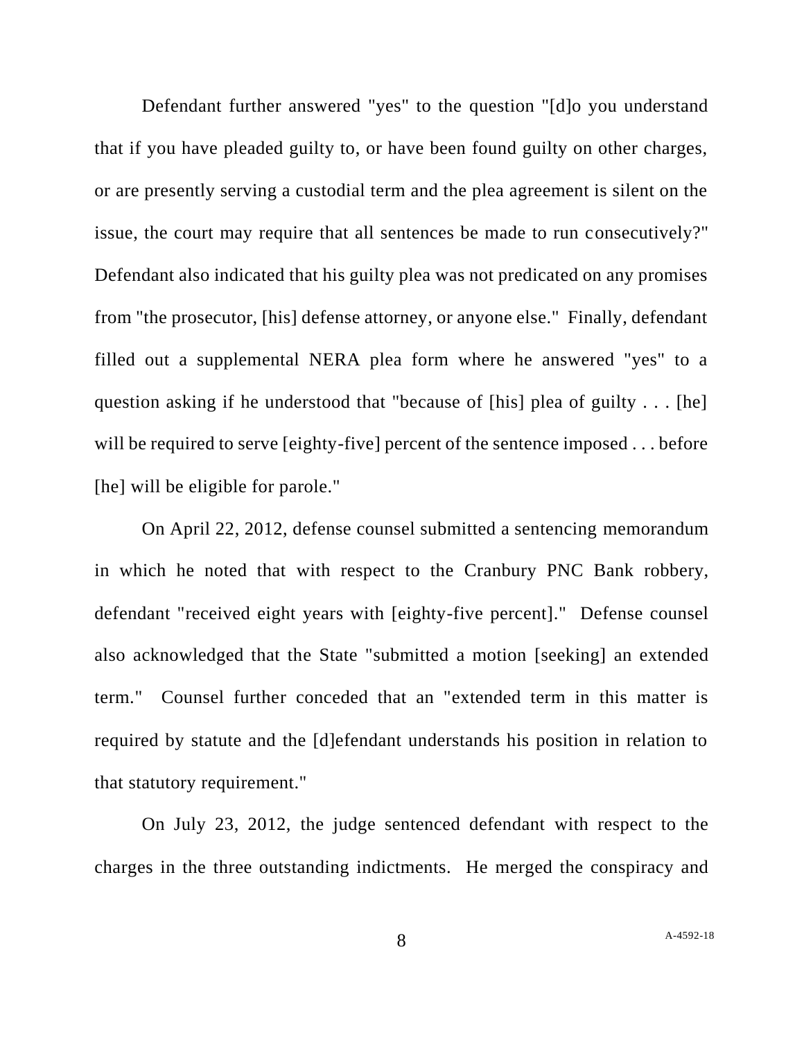Defendant further answered "yes" to the question "[d]o you understand that if you have pleaded guilty to, or have been found guilty on other charges, or are presently serving a custodial term and the plea agreement is silent on the issue, the court may require that all sentences be made to run consecutively?" Defendant also indicated that his guilty plea was not predicated on any promises from "the prosecutor, [his] defense attorney, or anyone else." Finally, defendant filled out a supplemental NERA plea form where he answered "yes" to a question asking if he understood that "because of [his] plea of guilty . . . [he] will be required to serve [eighty-five] percent of the sentence imposed . . . before [he] will be eligible for parole."

On April 22, 2012, defense counsel submitted a sentencing memorandum in which he noted that with respect to the Cranbury PNC Bank robbery, defendant "received eight years with [eighty-five percent]." Defense counsel also acknowledged that the State "submitted a motion [seeking] an extended term." Counsel further conceded that an "extended term in this matter is required by statute and the [d]efendant understands his position in relation to that statutory requirement."

On July 23, 2012, the judge sentenced defendant with respect to the charges in the three outstanding indictments. He merged the conspiracy and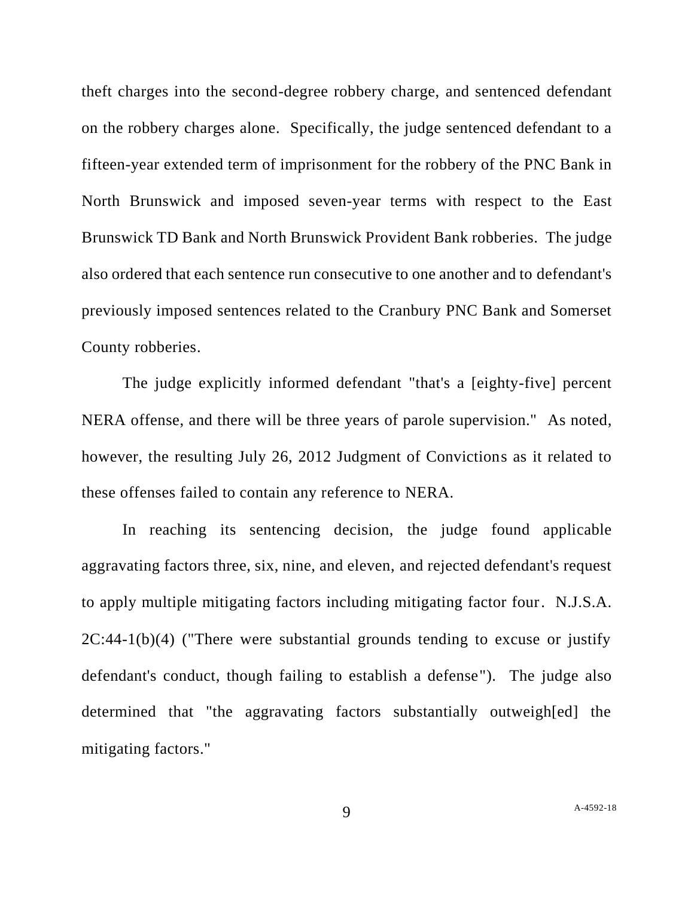theft charges into the second-degree robbery charge, and sentenced defendant on the robbery charges alone. Specifically, the judge sentenced defendant to a fifteen-year extended term of imprisonment for the robbery of the PNC Bank in North Brunswick and imposed seven-year terms with respect to the East Brunswick TD Bank and North Brunswick Provident Bank robberies. The judge also ordered that each sentence run consecutive to one another and to defendant's previously imposed sentences related to the Cranbury PNC Bank and Somerset County robberies.

The judge explicitly informed defendant "that's a [eighty-five] percent NERA offense, and there will be three years of parole supervision." As noted, however, the resulting July 26, 2012 Judgment of Convictions as it related to these offenses failed to contain any reference to NERA.

In reaching its sentencing decision, the judge found applicable aggravating factors three, six, nine, and eleven, and rejected defendant's request to apply multiple mitigating factors including mitigating factor four. N.J.S.A. 2C:44-1(b)(4) ("There were substantial grounds tending to excuse or justify defendant's conduct, though failing to establish a defense"). The judge also determined that "the aggravating factors substantially outweigh[ed] the mitigating factors."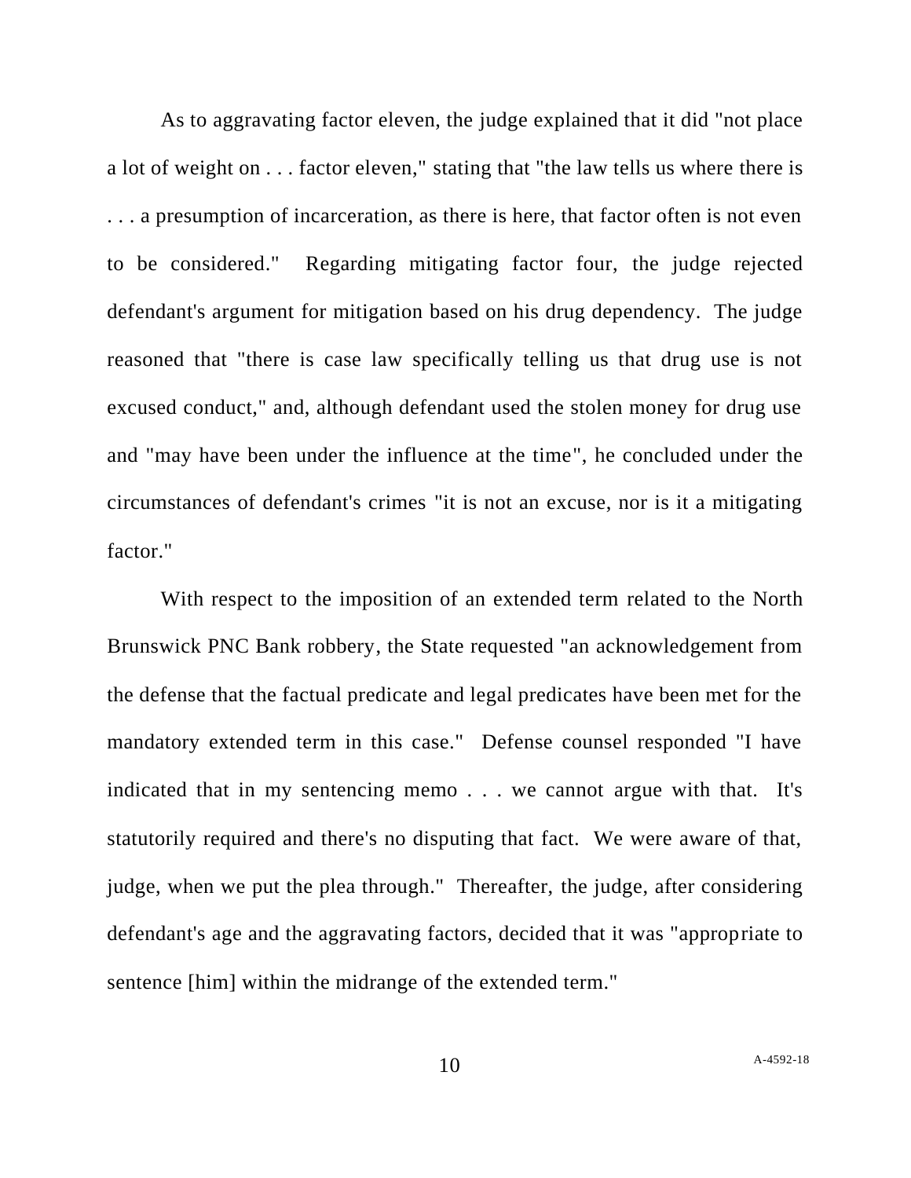As to aggravating factor eleven, the judge explained that it did "not place a lot of weight on . . . factor eleven," stating that "the law tells us where there is . . . a presumption of incarceration, as there is here, that factor often is not even to be considered." Regarding mitigating factor four, the judge rejected defendant's argument for mitigation based on his drug dependency. The judge reasoned that "there is case law specifically telling us that drug use is not excused conduct," and, although defendant used the stolen money for drug use and "may have been under the influence at the time", he concluded under the circumstances of defendant's crimes "it is not an excuse, nor is it a mitigating factor."

With respect to the imposition of an extended term related to the North Brunswick PNC Bank robbery, the State requested "an acknowledgement from the defense that the factual predicate and legal predicates have been met for the mandatory extended term in this case." Defense counsel responded "I have indicated that in my sentencing memo . . . we cannot argue with that. It's statutorily required and there's no disputing that fact. We were aware of that, judge, when we put the plea through." Thereafter, the judge, after considering defendant's age and the aggravating factors, decided that it was "appropriate to sentence [him] within the midrange of the extended term."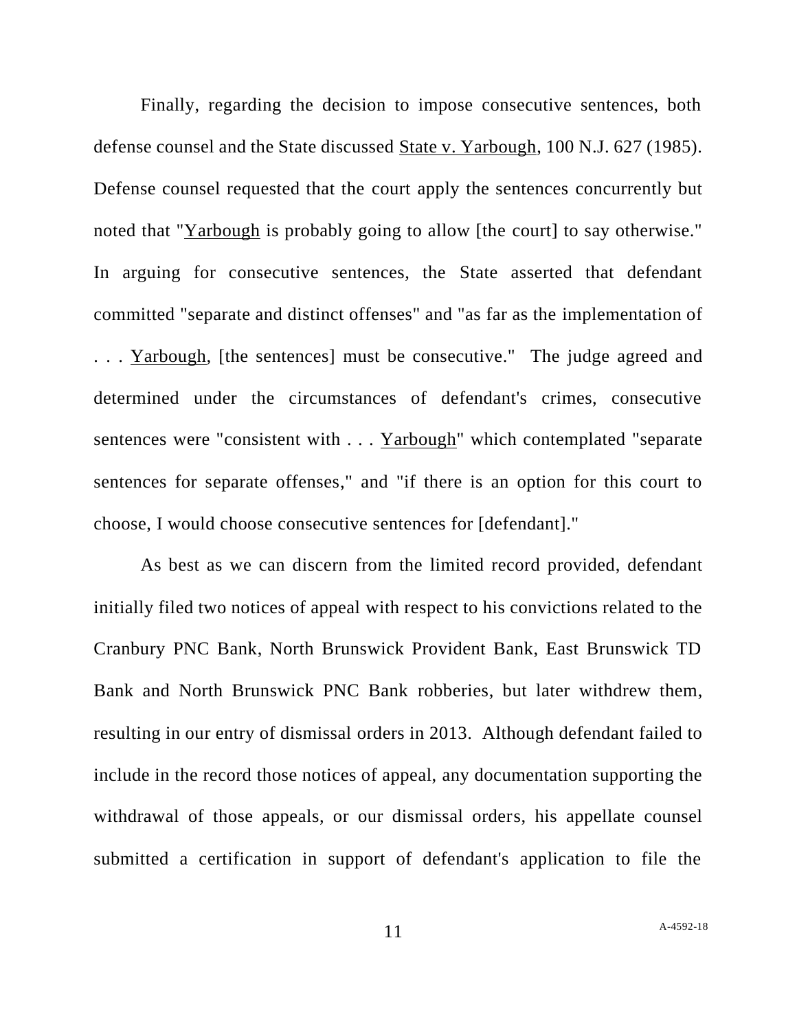Finally, regarding the decision to impose consecutive sentences, both defense counsel and the State discussed State v. Yarbough, 100 N.J. 627 (1985). Defense counsel requested that the court apply the sentences concurrently but noted that "Yarbough is probably going to allow [the court] to say otherwise." In arguing for consecutive sentences, the State asserted that defendant committed "separate and distinct offenses" and "as far as the implementation of . . . Yarbough, [the sentences] must be consecutive." The judge agreed and determined under the circumstances of defendant's crimes, consecutive sentences were "consistent with . . . Yarbough" which contemplated "separate sentences for separate offenses," and "if there is an option for this court to choose, I would choose consecutive sentences for [defendant]."

As best as we can discern from the limited record provided, defendant initially filed two notices of appeal with respect to his convictions related to the Cranbury PNC Bank, North Brunswick Provident Bank, East Brunswick TD Bank and North Brunswick PNC Bank robberies, but later withdrew them, resulting in our entry of dismissal orders in 2013. Although defendant failed to include in the record those notices of appeal, any documentation supporting the withdrawal of those appeals, or our dismissal orders, his appellate counsel submitted a certification in support of defendant's application to file the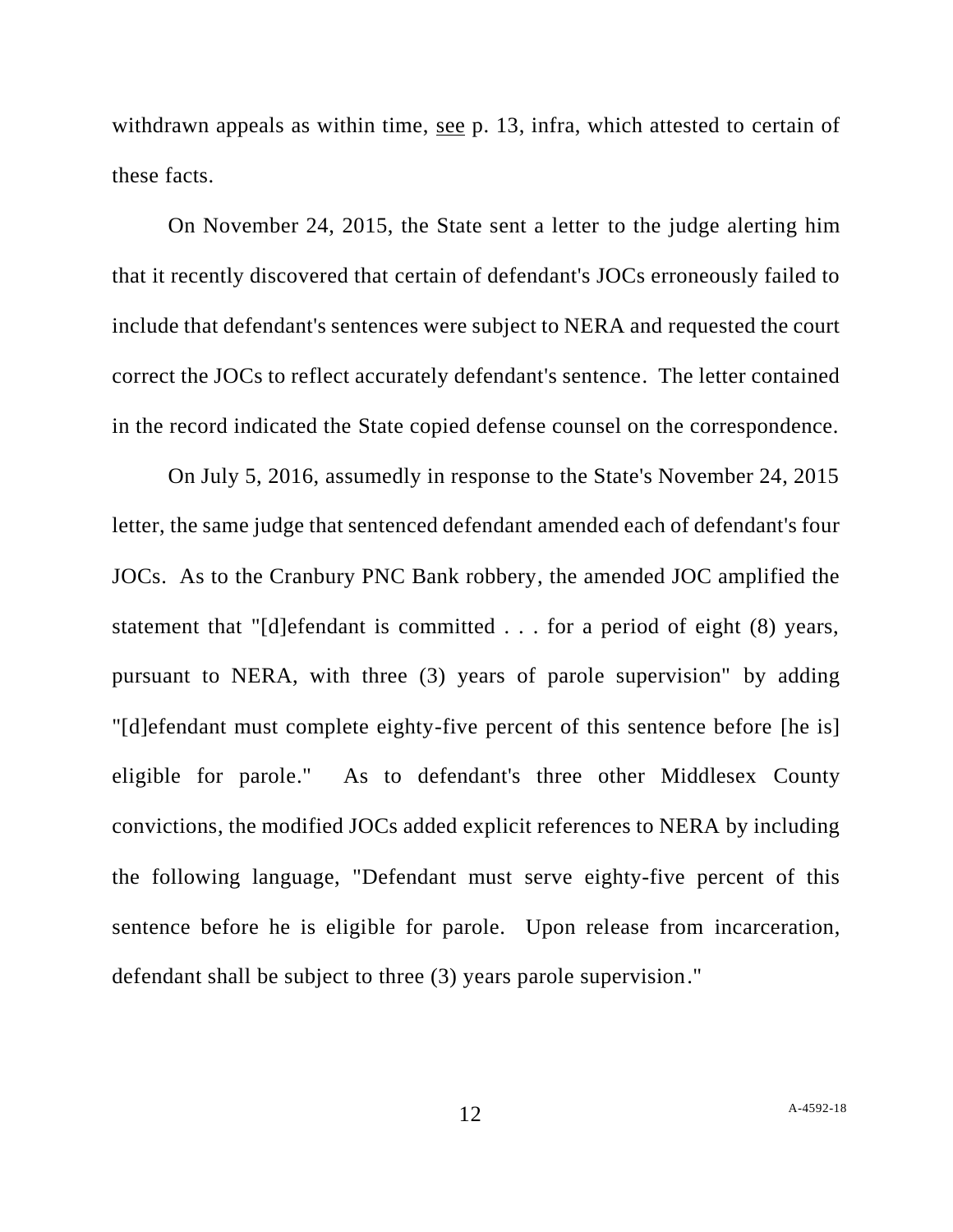withdrawn appeals as within time, see p. 13, infra, which attested to certain of these facts.

On November 24, 2015, the State sent a letter to the judge alerting him that it recently discovered that certain of defendant's JOCs erroneously failed to include that defendant's sentences were subject to NERA and requested the court correct the JOCs to reflect accurately defendant's sentence. The letter contained in the record indicated the State copied defense counsel on the correspondence.

On July 5, 2016, assumedly in response to the State's November 24, 2015 letter, the same judge that sentenced defendant amended each of defendant's four JOCs. As to the Cranbury PNC Bank robbery, the amended JOC amplified the statement that "[d]efendant is committed . . . for a period of eight (8) years, pursuant to NERA, with three (3) years of parole supervision" by adding "[d]efendant must complete eighty-five percent of this sentence before [he is] eligible for parole." As to defendant's three other Middlesex County convictions, the modified JOCs added explicit references to NERA by including the following language, "Defendant must serve eighty-five percent of this sentence before he is eligible for parole. Upon release from incarceration, defendant shall be subject to three (3) years parole supervision."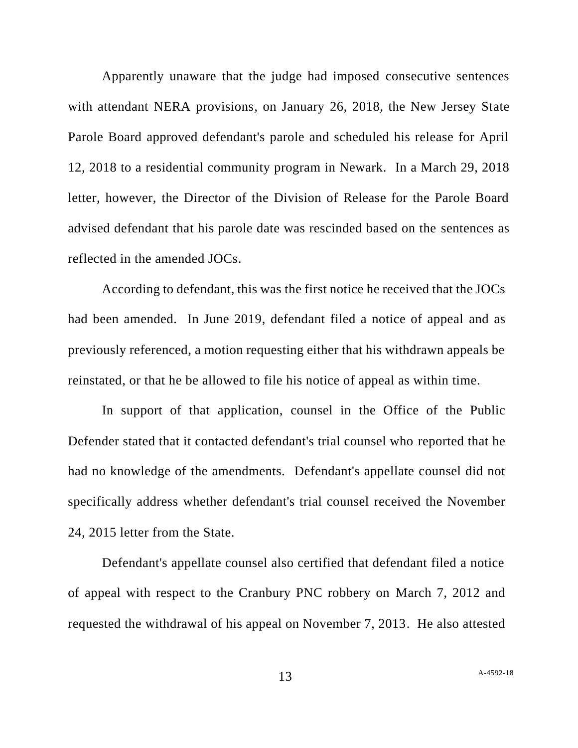Apparently unaware that the judge had imposed consecutive sentences with attendant NERA provisions, on January 26, 2018, the New Jersey State Parole Board approved defendant's parole and scheduled his release for April 12, 2018 to a residential community program in Newark. In a March 29, 2018 letter, however, the Director of the Division of Release for the Parole Board advised defendant that his parole date was rescinded based on the sentences as reflected in the amended JOCs.

According to defendant, this was the first notice he received that the JOCs had been amended. In June 2019, defendant filed a notice of appeal and as previously referenced, a motion requesting either that his withdrawn appeals be reinstated, or that he be allowed to file his notice of appeal as within time.

In support of that application, counsel in the Office of the Public Defender stated that it contacted defendant's trial counsel who reported that he had no knowledge of the amendments. Defendant's appellate counsel did not specifically address whether defendant's trial counsel received the November 24, 2015 letter from the State.

Defendant's appellate counsel also certified that defendant filed a notice of appeal with respect to the Cranbury PNC robbery on March 7, 2012 and requested the withdrawal of his appeal on November 7, 2013. He also attested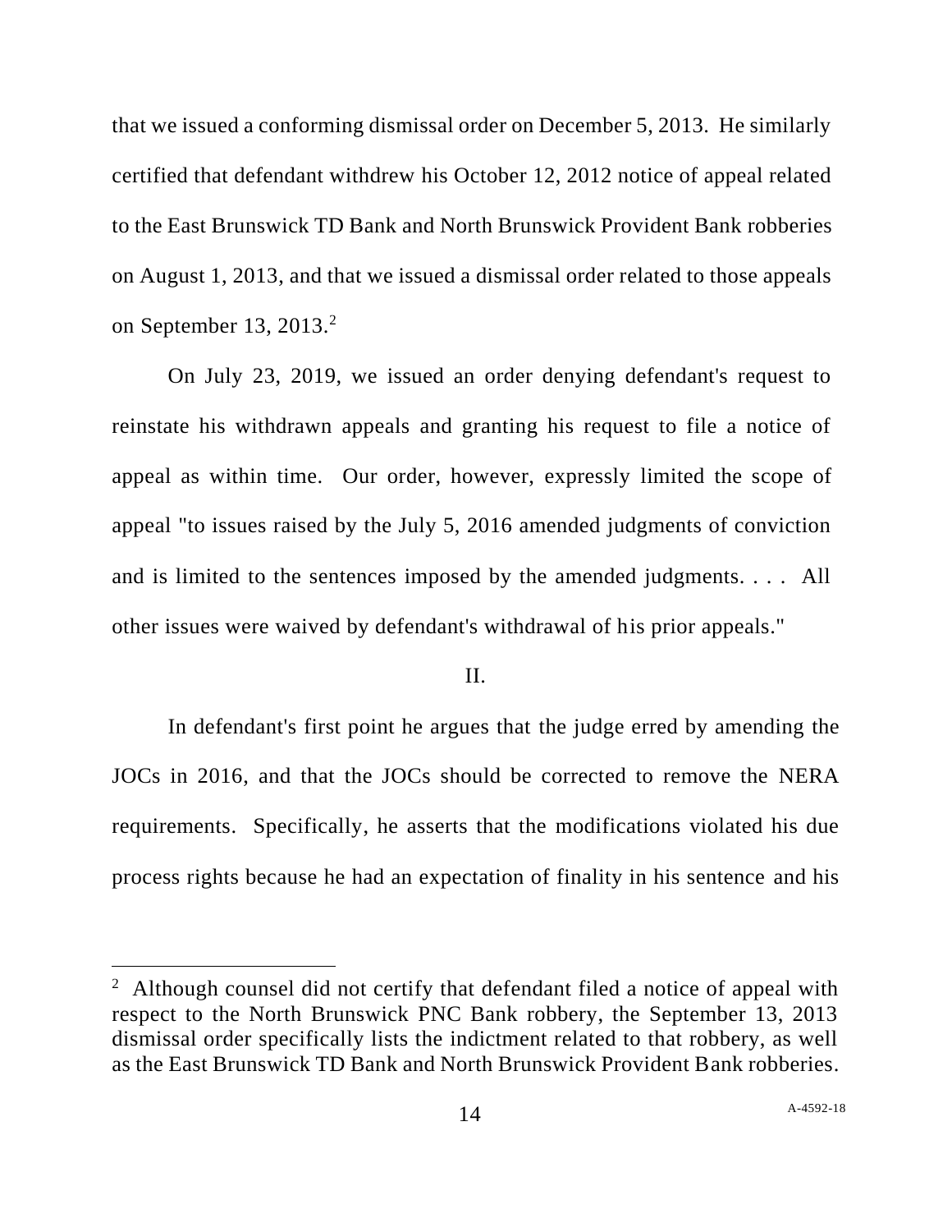that we issued a conforming dismissal order on December 5, 2013. He similarly certified that defendant withdrew his October 12, 2012 notice of appeal related to the East Brunswick TD Bank and North Brunswick Provident Bank robberies on August 1, 2013, and that we issued a dismissal order related to those appeals on September 13, 2013.[2]

On July 23, 2019, we issued an order denying defendant's request to reinstate his withdrawn appeals and granting his request to file a notice of appeal as within time. Our order, however, expressly limited the scope of appeal "to issues raised by the July 5, 2016 amended judgments of conviction and is limited to the sentences imposed by the amended judgments. . . . All other issues were waived by defendant's withdrawal of his prior appeals."

## II.

In defendant's first point he argues that the judge erred by amending the JOCs in 2016, and that the JOCs should be corrected to remove the NERA requirements. Specifically, he asserts that the modifications violated his due process rights because he had an expectation of finality in his sentence and his

---

[2] Although counsel did not certify that defendant filed a notice of appeal with respect to the North Brunswick PNC Bank robbery, the September 13, 2013 dismissal order specifically lists the indictment related to that robbery, as well as the East Brunswick TD Bank and North Brunswick Provident Bank robberies.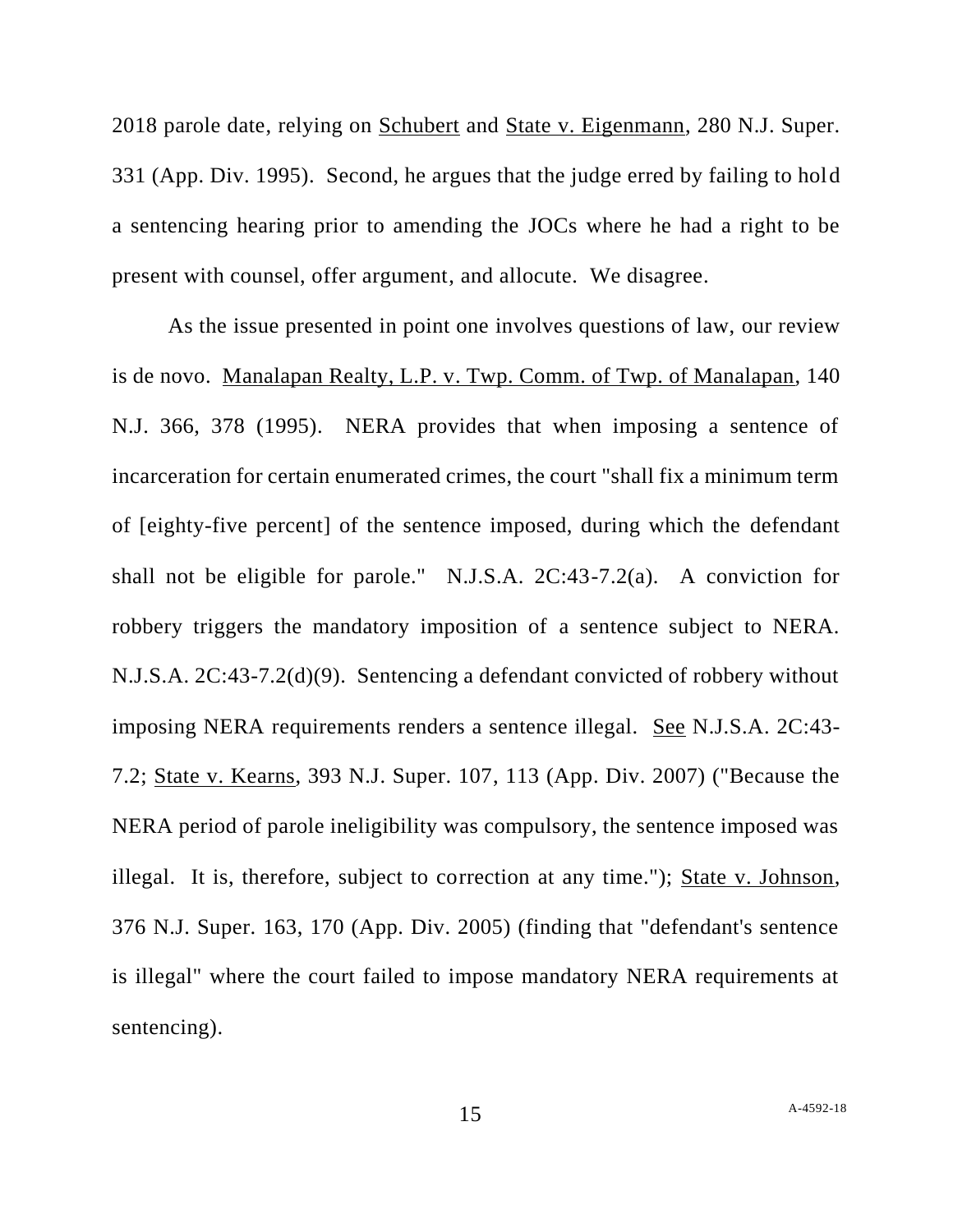2018 parole date, relying on Schubert and State v. Eigenmann, 280 N.J. Super. 331 (App. Div. 1995). Second, he argues that the judge erred by failing to hold a sentencing hearing prior to amending the JOCs where he had a right to be present with counsel, offer argument, and allocute. We disagree.

As the issue presented in point one involves questions of law, our review is de novo. Manalapan Realty, L.P. v. Twp. Comm. of Twp. of Manalapan, 140 N.J. 366, 378 (1995). NERA provides that when imposing a sentence of incarceration for certain enumerated crimes, the court "shall fix a minimum term of [eighty-five percent] of the sentence imposed, during which the defendant shall not be eligible for parole." N.J.S.A. 2C:43-7.2(a). A conviction for robbery triggers the mandatory imposition of a sentence subject to NERA. N.J.S.A. 2C:43-7.2(d)(9). Sentencing a defendant convicted of robbery without imposing NERA requirements renders a sentence illegal. See N.J.S.A. 2C:43-7.2; State v. Kearns, 393 N.J. Super. 107, 113 (App. Div. 2007) ("Because the NERA period of parole ineligibility was compulsory, the sentence imposed was illegal. It is, therefore, subject to correction at any time."); State v. Johnson, 376 N.J. Super. 163, 170 (App. Div. 2005) (finding that "defendant's sentence is illegal" where the court failed to impose mandatory NERA requirements at sentencing).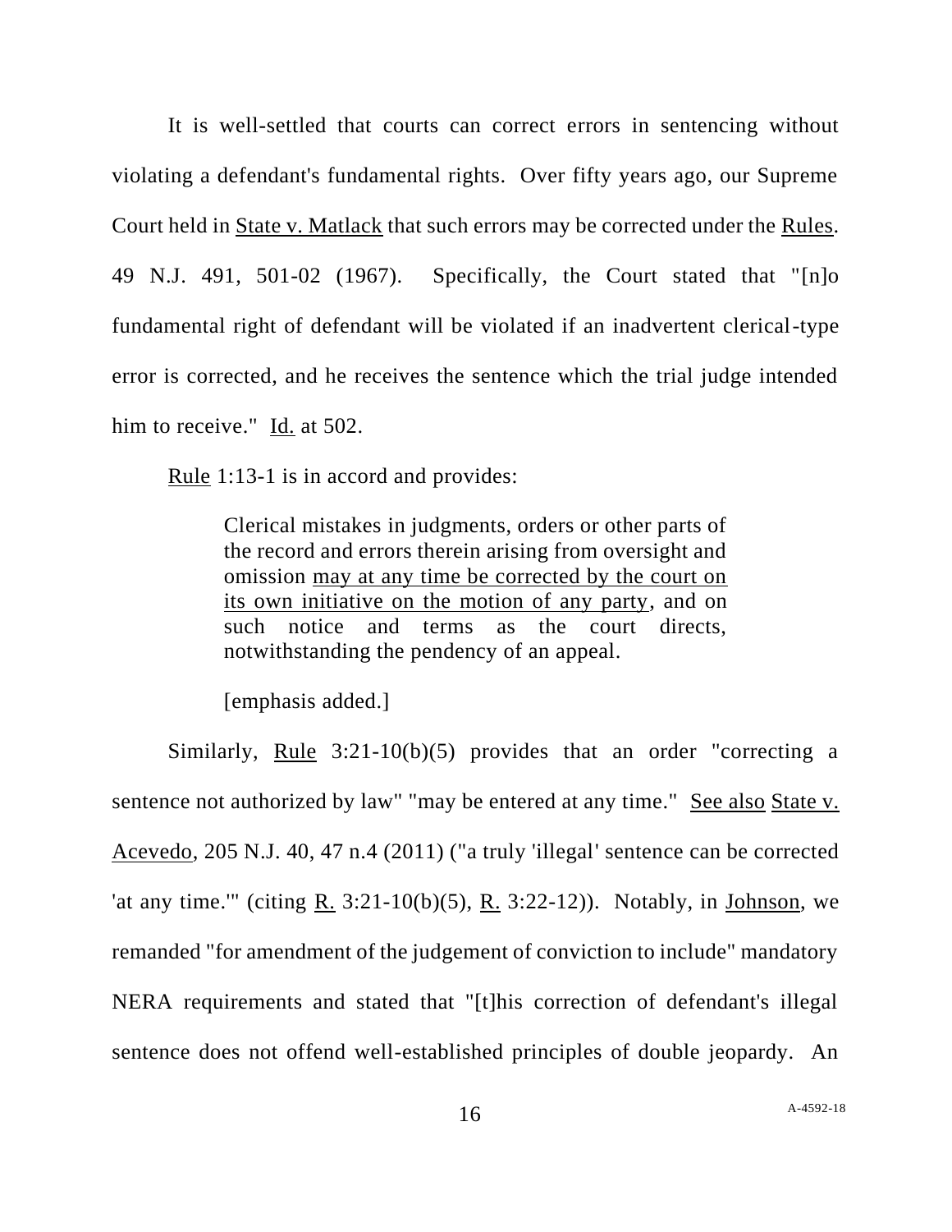It is well-settled that courts can correct errors in sentencing without violating a defendant's fundamental rights. Over fifty years ago, our Supreme Court held in State v. Matlack that such errors may be corrected under the Rules. 49 N.J. 491, 501-02 (1967). Specifically, the Court stated that "[n]o fundamental right of defendant will be violated if an inadvertent clerical-type error is corrected, and he receives the sentence which the trial judge intended him to receive." Id. at 502.

Rule 1:13-1 is in accord and provides:

> Clerical mistakes in judgments, orders or other parts of the record and errors therein arising from oversight and omission may at any time be corrected by the court on its own initiative on the motion of any party, and on such notice and terms as the court directs, notwithstanding the pendency of an appeal.
>
> [emphasis added.]

Similarly, Rule 3:21-10(b)(5) provides that an order "correcting a sentence not authorized by law" "may be entered at any time." See also State v. Acevedo, 205 N.J. 40, 47 n.4 (2011) ("a truly 'illegal' sentence can be corrected 'at any time.'" (citing R. 3:21-10(b)(5), R. 3:22-12)). Notably, in Johnson, we remanded "for amendment of the judgement of conviction to include" mandatory NERA requirements and stated that "[t]his correction of defendant's illegal sentence does not offend well-established principles of double jeopardy. An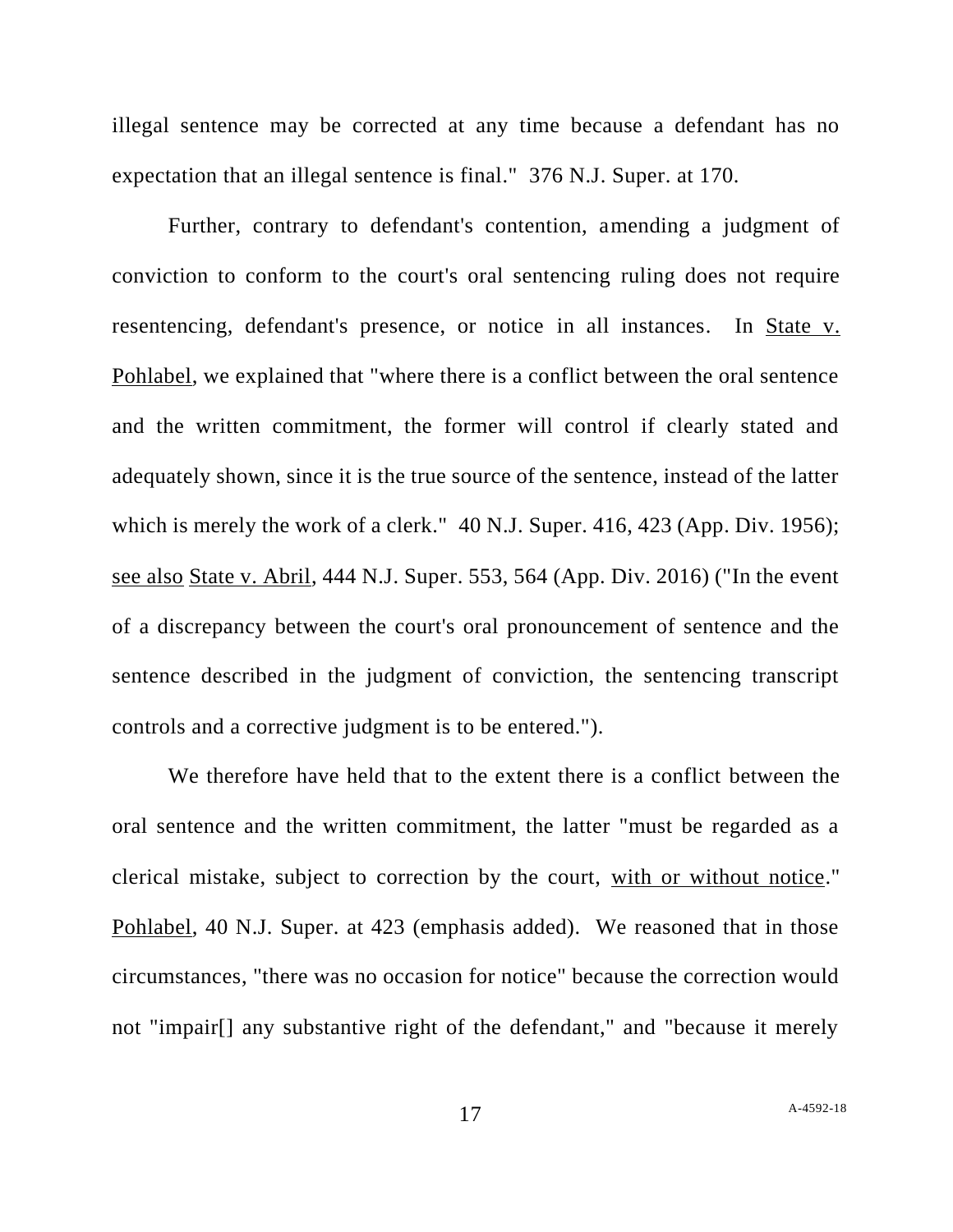illegal sentence may be corrected at any time because a defendant has no expectation that an illegal sentence is final." 376 N.J. Super. at 170.

Further, contrary to defendant's contention, amending a judgment of conviction to conform to the court's oral sentencing ruling does not require resentencing, defendant's presence, or notice in all instances. In <u>State v. Pohlabel</u>, we explained that "where there is a conflict between the oral sentence and the written commitment, the former will control if clearly stated and adequately shown, since it is the true source of the sentence, instead of the latter which is merely the work of a clerk." 40 N.J. Super. 416, 423 (App. Div. 1956); <u>see also</u> <u>State v. Abril</u>, 444 N.J. Super. 553, 564 (App. Div. 2016) ("In the event of a discrepancy between the court's oral pronouncement of sentence and the sentence described in the judgment of conviction, the sentencing transcript controls and a corrective judgment is to be entered.").

We therefore have held that to the extent there is a conflict between the oral sentence and the written commitment, the latter "must be regarded as a clerical mistake, subject to correction by the court, <u>with or without notice</u>." <u>Pohlabel</u>, 40 N.J. Super. at 423 (emphasis added). We reasoned that in those circumstances, "there was no occasion for notice" because the correction would not "impair[] any substantive right of the defendant," and "because it merely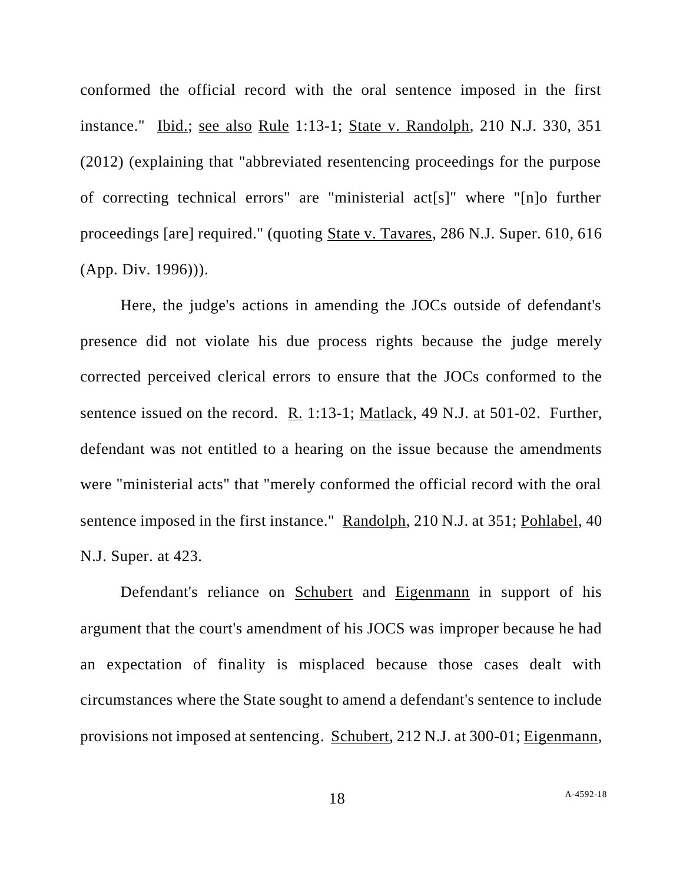conformed the official record with the oral sentence imposed in the first instance." Ibid.; see also Rule 1:13-1; State v. Randolph, 210 N.J. 330, 351 (2012) (explaining that "abbreviated resentencing proceedings for the purpose of correcting technical errors" are "ministerial act[s]" where "[n]o further proceedings [are] required." (quoting State v. Tavares, 286 N.J. Super. 610, 616 (App. Div. 1996))).

Here, the judge's actions in amending the JOCs outside of defendant's presence did not violate his due process rights because the judge merely corrected perceived clerical errors to ensure that the JOCs conformed to the sentence issued on the record. R. 1:13-1; Matlack, 49 N.J. at 501-02. Further, defendant was not entitled to a hearing on the issue because the amendments were "ministerial acts" that "merely conformed the official record with the oral sentence imposed in the first instance." Randolph, 210 N.J. at 351; Pohlabel, 40 N.J. Super. at 423.

Defendant's reliance on Schubert and Eigenmann in support of his argument that the court's amendment of his JOCS was improper because he had an expectation of finality is misplaced because those cases dealt with circumstances where the State sought to amend a defendant's sentence to include provisions not imposed at sentencing. Schubert, 212 N.J. at 300-01; Eigenmann,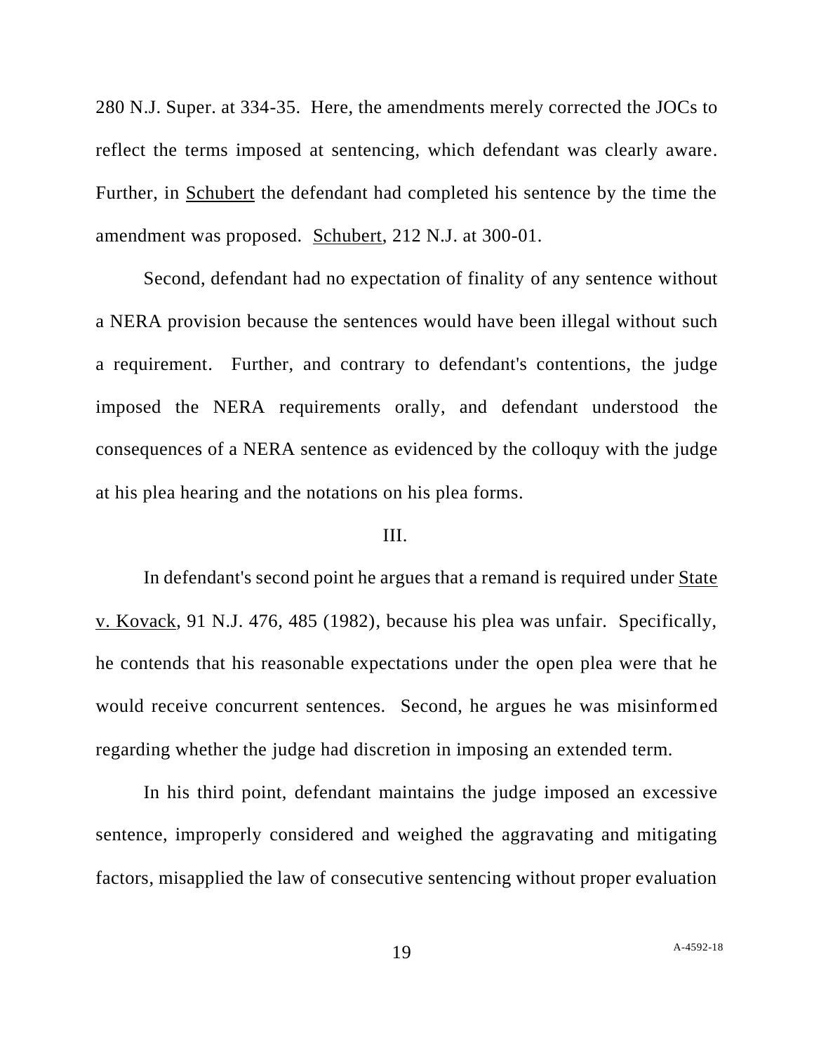280 N.J. Super. at 334-35. Here, the amendments merely corrected the JOCs to reflect the terms imposed at sentencing, which defendant was clearly aware. Further, in Schubert the defendant had completed his sentence by the time the amendment was proposed. Schubert, 212 N.J. at 300-01.

Second, defendant had no expectation of finality of any sentence without a NERA provision because the sentences would have been illegal without such a requirement. Further, and contrary to defendant's contentions, the judge imposed the NERA requirements orally, and defendant understood the consequences of a NERA sentence as evidenced by the colloquy with the judge at his plea hearing and the notations on his plea forms.

III.

In defendant's second point he argues that a remand is required under State v. Kovack, 91 N.J. 476, 485 (1982), because his plea was unfair. Specifically, he contends that his reasonable expectations under the open plea were that he would receive concurrent sentences. Second, he argues he was misinformed regarding whether the judge had discretion in imposing an extended term.

In his third point, defendant maintains the judge imposed an excessive sentence, improperly considered and weighed the aggravating and mitigating factors, misapplied the law of consecutive sentencing without proper evaluation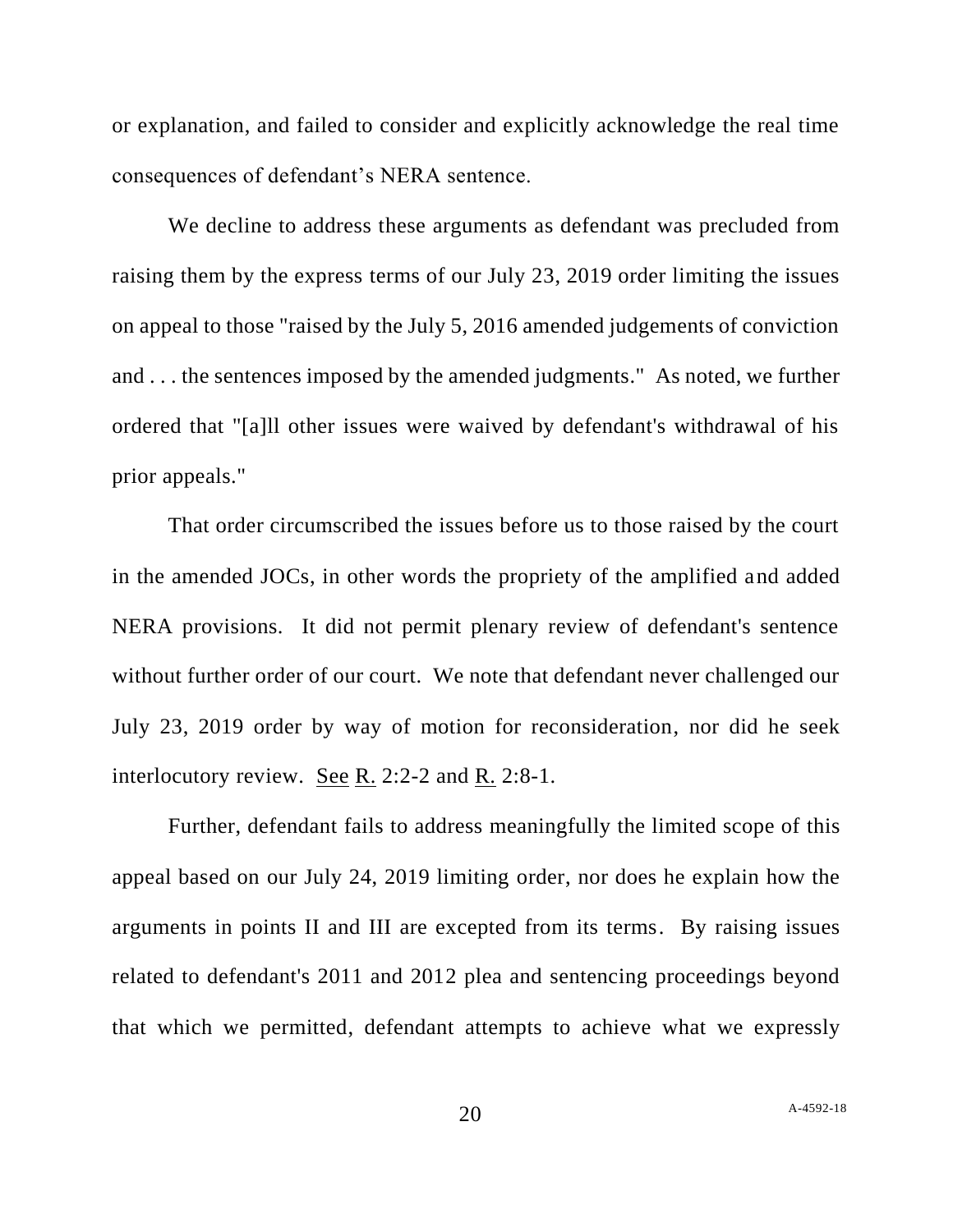or explanation, and failed to consider and explicitly acknowledge the real time consequences of defendant's NERA sentence.

We decline to address these arguments as defendant was precluded from raising them by the express terms of our July 23, 2019 order limiting the issues on appeal to those "raised by the July 5, 2016 amended judgements of conviction and . . . the sentences imposed by the amended judgments." As noted, we further ordered that "[a]ll other issues were waived by defendant's withdrawal of his prior appeals."

That order circumscribed the issues before us to those raised by the court in the amended JOCs, in other words the propriety of the amplified and added NERA provisions. It did not permit plenary review of defendant's sentence without further order of our court. We note that defendant never challenged our July 23, 2019 order by way of motion for reconsideration, nor did he seek interlocutory review. See R. 2:2-2 and R. 2:8-1.

Further, defendant fails to address meaningfully the limited scope of this appeal based on our July 24, 2019 limiting order, nor does he explain how the arguments in points II and III are excepted from its terms. By raising issues related to defendant's 2011 and 2012 plea and sentencing proceedings beyond that which we permitted, defendant attempts to achieve what we expressly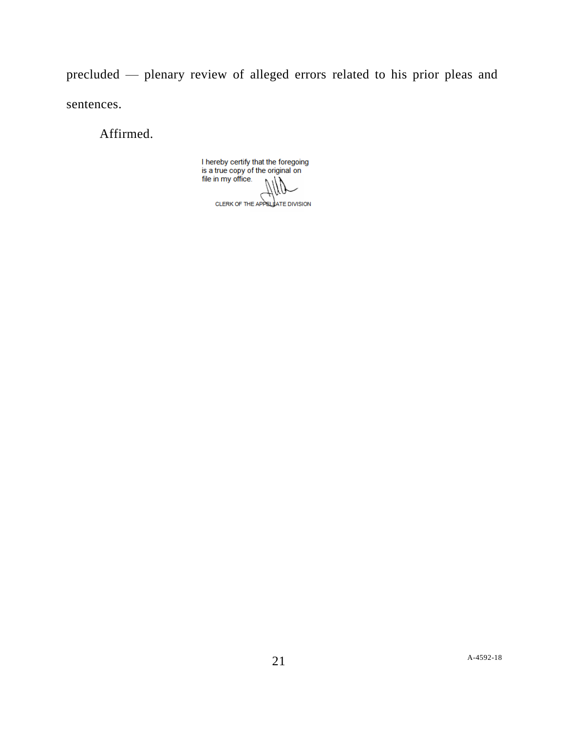precluded — plenary review of alleged errors related to his prior pleas and sentences.

Affirmed.

I hereby certify that the foregoing is a true copy of the original on file in my office.

CLERK OF THE APPELLATE DIVISION